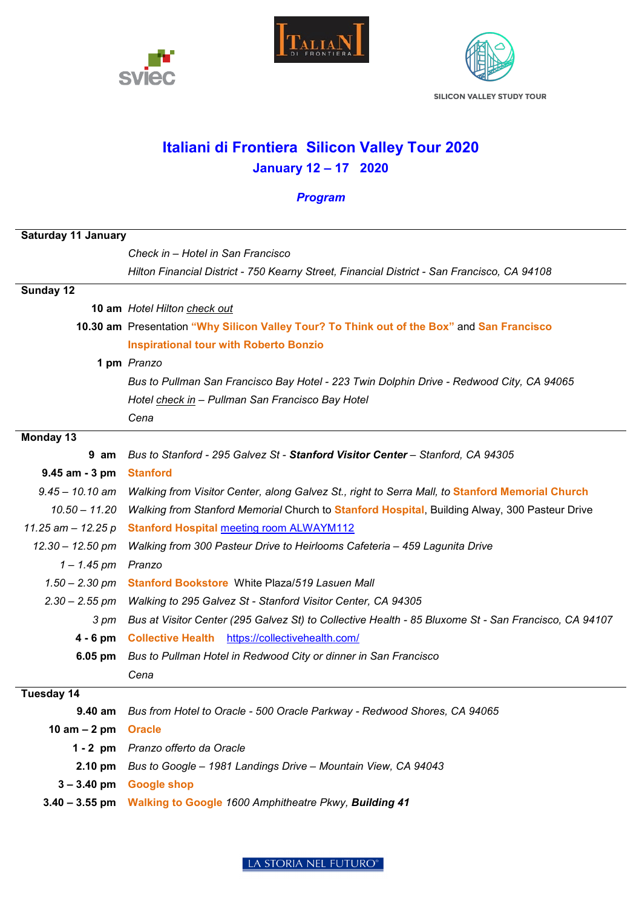SILICON VALLEY STUDY TOUR

# Italiani di Frontiera Silicon Valley Tour 2020

## January 12 – 17 2020

### *Program*

| | |
|---|---|
| **Saturday 11 January** | |
| | *Check in – Hotel in San Francisco* |
| | *Hilton Financial District - 750 Kearny Street, Financial District - San Francisco, CA 94108* |
| **Sunday 12** | |
| **10 am** | *Hotel Hilton check out* |
| **10.30 am** | Presentation **"Why Silicon Valley Tour? To Think out of the Box"** and **San Francisco Inspirational tour with Roberto Bonzio** |
| **1 pm** | *Pranzo* |
| | *Bus to Pullman San Francisco Bay Hotel - 223 Twin Dolphin Drive - Redwood City, CA 94065* |
| | *Hotel check in – Pullman San Francisco Bay Hotel* |
| | *Cena* |
| **Monday 13** | |
| **9 am** | *Bus to Stanford - 295 Galvez St - **Stanford Visitor Center** – Stanford, CA 94305* |
| **9.45 am - 3 pm** | **Stanford** |
| *9.45 – 10.10 am* | *Walking from Visitor Center, along Galvez St., right to Serra Mall, to* **Stanford Memorial Church** |
| *10.50 – 11.20* | *Walking from Stanford Memorial* Church to **Stanford Hospital**, Building Alway, 300 Pasteur Drive |
| *11.25 am – 12.25 p* | **Stanford Hospital** meeting room ALWAYM112 |
| *12.30 – 12.50 pm* | *Walking from 300 Pasteur Drive to Heirlooms Cafeteria – 459 Lagunita Drive* |
| *1 – 1.45 pm* | *Pranzo* |
| *1.50 – 2.30 pm* | **Stanford Bookstore** White Plaza/*519 Lasuen Mall* |
| *2.30 – 2.55 pm* | *Walking to 295 Galvez St - Stanford Visitor Center, CA 94305* |
| *3 pm* | *Bus at Visitor Center (295 Galvez St) to Collective Health - 85 Bluxome St - San Francisco, CA 94107* |
| **4 - 6 pm** | **Collective Health** https://collectivehealth.com/ |
| **6.05 pm** | *Bus to Pullman Hotel in Redwood City or dinner in San Francisco* |
| | *Cena* |
| **Tuesday 14** | |
| **9.40 am** | *Bus from Hotel to Oracle - 500 Oracle Parkway - Redwood Shores, CA 94065* |
| **10 am – 2 pm** | **Oracle** |
| **1 - 2 pm** | *Pranzo offerto da Oracle* |
| **2.10 pm** | *Bus to Google – 1981 Landings Drive – Mountain View, CA 94043* |
| **3 – 3.40 pm** | **Google shop** |
| **3.40 – 3.55 pm** | **Walking to Google** *1600 Amphitheatre Pkwy, **Building 41*** |

LA STORIA NEL FUTURO®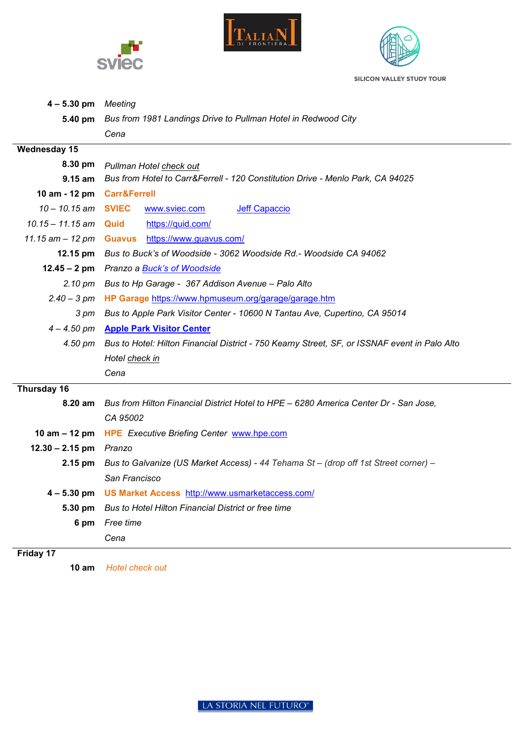SILICON VALLEY STUDY TOUR

| | |
|---|---|
| **4 – 5.30 pm** | *Meeting* |
| **5.40 pm** | *Bus from 1981 Landings Drive to Pullman Hotel in Redwood City* |
| | *Cena* |

**Wednesday 15**

| | |
|---|---|
| **8.30 pm** | *Pullman Hotel check out* |
| **9.15 am** | *Bus from Hotel to Carr&Ferrell - 120 Constitution Drive - Menlo Park, CA 94025* |
| **10 am - 12 pm** | **Carr&Ferrell** |
| *10 – 10.15 am* | **SVIEC** www.sviec.com Jeff Capaccio |
| *10.15 – 11.15 am* | **Quid** https://quid.com/ |
| *11.15 am – 12 pm* | **Guavus** https://www.guavus.com/ |
| **12.15 pm** | *Bus to Buck's of Woodside - 3062 Woodside Rd.- Woodside CA 94062* |
| **12.45 – 2 pm** | *Pranzo a Buck's of Woodside* |
| *2.10 pm* | *Bus to Hp Garage - 367 Addison Avenue – Palo Alto* |
| *2.40 – 3 pm* | **HP Garage** https://www.hpmuseum.org/garage/garage.htm |
| *3 pm* | *Bus to Apple Park Visitor Center - 10600 N Tantau Ave, Cupertino, CA 95014* |
| *4 – 4.50 pm* | **Apple Park Visitor Center** |
| *4.50 pm* | *Bus to Hotel: Hilton Financial District - 750 Kearny Street, SF, or ISSNAF event in Palo Alto* |
| | *Hotel check in* |
| | *Cena* |

**Thursday 16**

| | |
|---|---|
| **8.20 am** | *Bus from Hilton Financial District Hotel to HPE – 6280 America Center Dr - San Jose, CA 95002* |
| **10 am – 12 pm** | **HPE** *Executive Briefing Center* www.hpe.com |
| **12.30 – 2.15 pm** | *Pranzo* |
| **2.15 pm** | *Bus to Galvanize (US Market Access) - 44 Tehama St – (drop off 1st Street corner) – San Francisco* |
| **4 – 5.30 pm** | **US Market Access** http://www.usmarketaccess.com/ |
| **5.30 pm** | *Bus to Hotel Hilton Financial District or free time* |
| **6 pm** | *Free time* |
| | *Cena* |

**Friday 17**

| | |
|---|---|
| **10 am** | *Hotel check out* |